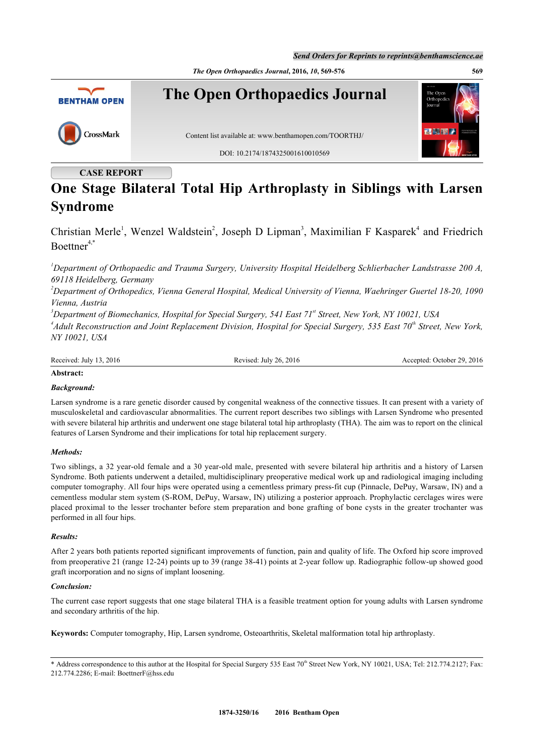CASE REPORT

# One Stage Bilateral Total Hip Arthroplasty in Siblings with Larsen Syndrome

Christian Merle[1], Wenzel Waldstein[2], Joseph D Lipman[3], Maximilian F Kasparek[4] and Friedrich Boettner[4,*]

[1]*Department of Orthopaedic and Trauma Surgery, University Hospital Heidelberg Schlierbacher Landstrasse 200 A, 69118 Heidelberg, Germany*

[2]*Department of Orthopedics, Vienna General Hospital, Medical University of Vienna, Waehringer Guertel 18-20, 1090 Vienna, Austria*

[3]*Department of Biomechanics, Hospital for Special Surgery, 541 East 71st Street, New York, NY 10021, USA*

[4]*Adult Reconstruction and Joint Replacement Division, Hospital for Special Surgery, 535 East 70th Street, New York, NY 10021, USA*

Received: July 13, 2016 | Revised: July 26, 2016 | Accepted: October 29, 2016

**Abstract:**

***Background:***

Larsen syndrome is a rare genetic disorder caused by congenital weakness of the connective tissues. It can present with a variety of musculoskeletal and cardiovascular abnormalities. The current report describes two siblings with Larsen Syndrome who presented with severe bilateral hip arthritis and underwent one stage bilateral total hip arthroplasty (THA). The aim was to report on the clinical features of Larsen Syndrome and their implications for total hip replacement surgery.

***Methods:***

Two siblings, a 32 year-old female and a 30 year-old male, presented with severe bilateral hip arthritis and a history of Larsen Syndrome. Both patients underwent a detailed, multidisciplinary preoperative medical work up and radiological imaging including computer tomography. All four hips were operated using a cementless primary press-fit cup (Pinnacle, DePuy, Warsaw, IN) and a cementless modular stem system (S-ROM, DePuy, Warsaw, IN) utilizing a posterior approach. Prophylactic cerclages wires were placed proximal to the lesser trochanter before stem preparation and bone grafting of bone cysts in the greater trochanter was performed in all four hips.

***Results:***

After 2 years both patients reported significant improvements of function, pain and quality of life. The Oxford hip score improved from preoperative 21 (range 12-24) points up to 39 (range 38-41) points at 2-year follow up. Radiographic follow-up showed good graft incorporation and no signs of implant loosening.

***Conclusion:***

The current case report suggests that one stage bilateral THA is a feasible treatment option for young adults with Larsen syndrome and secondary arthritis of the hip.

**Keywords:** Computer tomography, Hip, Larsen syndrome, Osteoarthritis, Skeletal malformation total hip arthroplasty.

* Address correspondence to this author at the Hospital for Special Surgery 535 East 70th Street New York, NY 10021, USA; Tel: 212.774.2127; Fax: 212.774.2286; E-mail: BoettnerF@hss.edu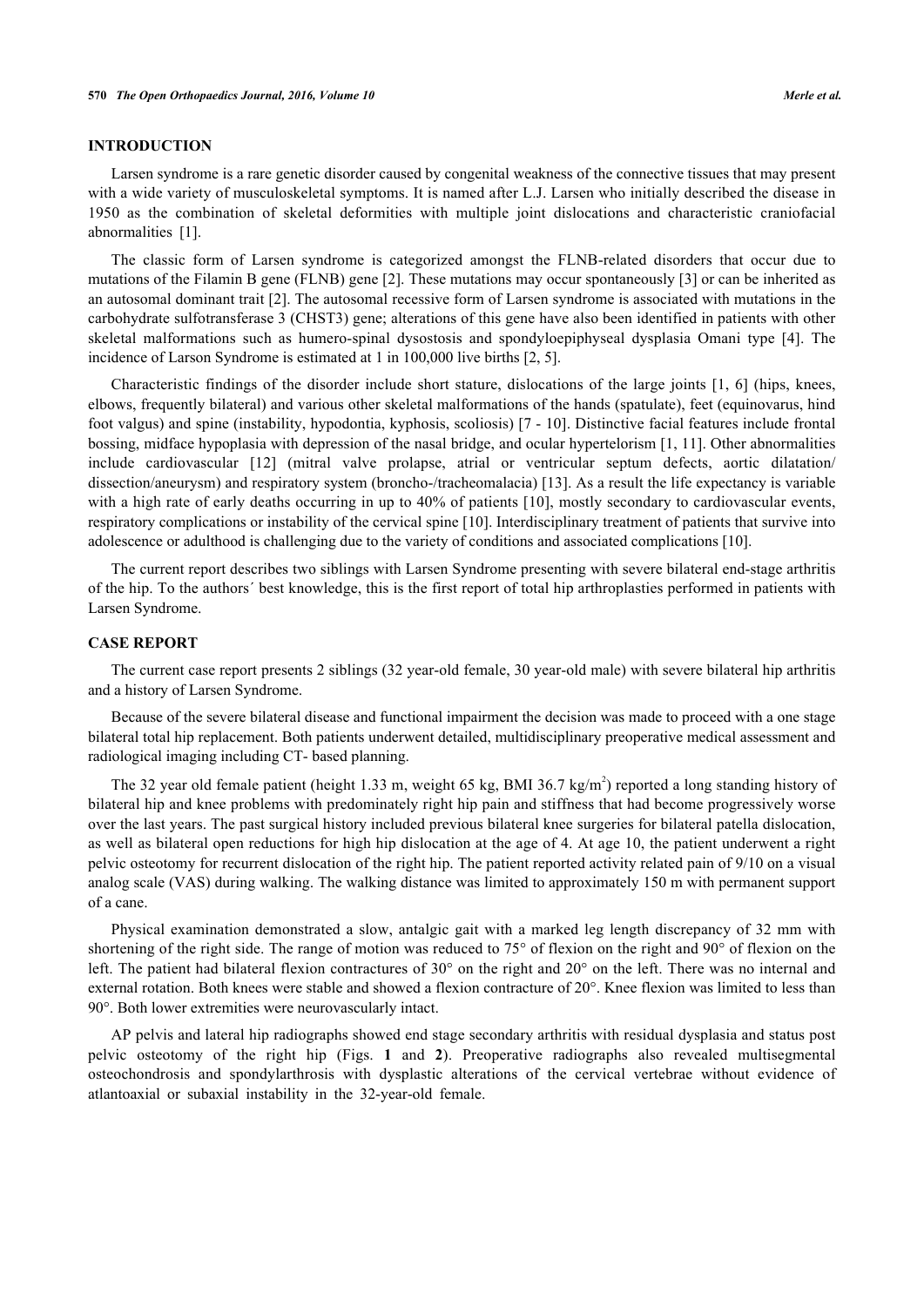## INTRODUCTION

Larsen syndrome is a rare genetic disorder caused by congenital weakness of the connective tissues that may present with a wide variety of musculoskeletal symptoms. It is named after L.J. Larsen who initially described the disease in 1950 as the combination of skeletal deformities with multiple joint dislocations and characteristic craniofacial abnormalities [1].

The classic form of Larsen syndrome is categorized amongst the FLNB-related disorders that occur due to mutations of the Filamin B gene (FLNB) gene [2]. These mutations may occur spontaneously [3] or can be inherited as an autosomal dominant trait [2]. The autosomal recessive form of Larsen syndrome is associated with mutations in the carbohydrate sulfotransferase 3 (CHST3) gene; alterations of this gene have also been identified in patients with other skeletal malformations such as humero-spinal dysostosis and spondyloepiphyseal dysplasia Omani type [4]. The incidence of Larson Syndrome is estimated at 1 in 100,000 live births [2, 5].

Characteristic findings of the disorder include short stature, dislocations of the large joints [1, 6] (hips, knees, elbows, frequently bilateral) and various other skeletal malformations of the hands (spatulate), feet (equinovarus, hind foot valgus) and spine (instability, hypodontia, kyphosis, scoliosis) [7 - 10]. Distinctive facial features include frontal bossing, midface hypoplasia with depression of the nasal bridge, and ocular hypertelorism [1, 11]. Other abnormalities include cardiovascular [12] (mitral valve prolapse, atrial or ventricular septum defects, aortic dilatation/ dissection/aneurysm) and respiratory system (broncho-/tracheomalacia) [13]. As a result the life expectancy is variable with a high rate of early deaths occurring in up to 40% of patients [10], mostly secondary to cardiovascular events, respiratory complications or instability of the cervical spine [10]. Interdisciplinary treatment of patients that survive into adolescence or adulthood is challenging due to the variety of conditions and associated complications [10].

The current report describes two siblings with Larsen Syndrome presenting with severe bilateral end-stage arthritis of the hip. To the authors´ best knowledge, this is the first report of total hip arthroplasties performed in patients with Larsen Syndrome.

## CASE REPORT

The current case report presents 2 siblings (32 year-old female, 30 year-old male) with severe bilateral hip arthritis and a history of Larsen Syndrome.

Because of the severe bilateral disease and functional impairment the decision was made to proceed with a one stage bilateral total hip replacement. Both patients underwent detailed, multidisciplinary preoperative medical assessment and radiological imaging including CT- based planning.

The 32 year old female patient (height 1.33 m, weight 65 kg, BMI 36.7 kg/m$^2$) reported a long standing history of bilateral hip and knee problems with predominately right hip pain and stiffness that had become progressively worse over the last years. The past surgical history included previous bilateral knee surgeries for bilateral patella dislocation, as well as bilateral open reductions for high hip dislocation at the age of 4. At age 10, the patient underwent a right pelvic osteotomy for recurrent dislocation of the right hip. The patient reported activity related pain of 9/10 on a visual analog scale (VAS) during walking. The walking distance was limited to approximately 150 m with permanent support of a cane.

Physical examination demonstrated a slow, antalgic gait with a marked leg length discrepancy of 32 mm with shortening of the right side. The range of motion was reduced to 75° of flexion on the right and 90° of flexion on the left. The patient had bilateral flexion contractures of 30° on the right and 20° on the left. There was no internal and external rotation. Both knees were stable and showed a flexion contracture of 20°. Knee flexion was limited to less than 90°. Both lower extremities were neurovascularly intact.

AP pelvis and lateral hip radiographs showed end stage secondary arthritis with residual dysplasia and status post pelvic osteotomy of the right hip (Figs. **1** and **2**). Preoperative radiographs also revealed multisegmental osteochondrosis and spondylarthrosis with dysplastic alterations of the cervical vertebrae without evidence of atlantoaxial or subaxial instability in the 32-year-old female.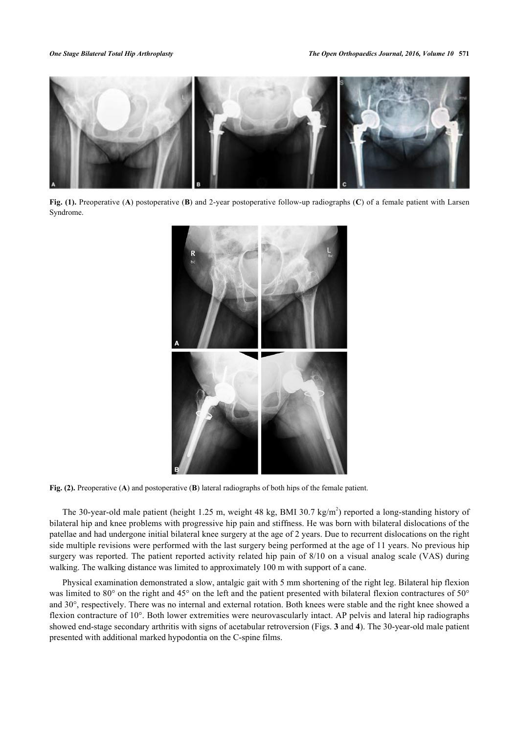**Fig. (1).** Preoperative (**A**) postoperative (**B**) and 2-year postoperative follow-up radiographs (**C**) of a female patient with Larsen Syndrome.

**Fig. (2).** Preoperative (**A**) and postoperative (**B**) lateral radiographs of both hips of the female patient.

The 30-year-old male patient (height 1.25 m, weight 48 kg, BMI 30.7 kg/m$^2$) reported a long-standing history of bilateral hip and knee problems with progressive hip pain and stiffness. He was born with bilateral dislocations of the patellae and had undergone initial bilateral knee surgery at the age of 2 years. Due to recurrent dislocations on the right side multiple revisions were performed with the last surgery being performed at the age of 11 years. No previous hip surgery was reported. The patient reported activity related hip pain of 8/10 on a visual analog scale (VAS) during walking. The walking distance was limited to approximately 100 m with support of a cane.

Physical examination demonstrated a slow, antalgic gait with 5 mm shortening of the right leg. Bilateral hip flexion was limited to 80° on the right and 45° on the left and the patient presented with bilateral flexion contractures of 50° and 30°, respectively. There was no internal and external rotation. Both knees were stable and the right knee showed a flexion contracture of 10°. Both lower extremities were neurovascularly intact. AP pelvis and lateral hip radiographs showed end-stage secondary arthritis with signs of acetabular retroversion (Figs. **3** and **4**). The 30-year-old male patient presented with additional marked hypodontia on the C-spine films.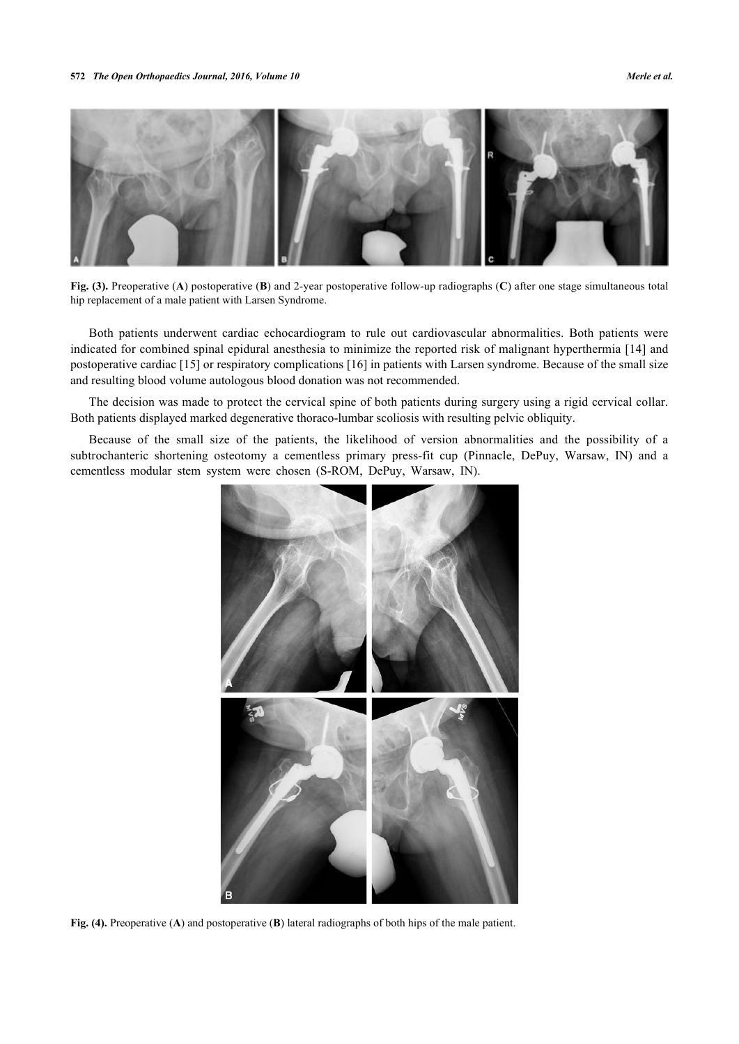Fig. (3). Preoperative (**A**) postoperative (**B**) and 2-year postoperative follow-up radiographs (**C**) after one stage simultaneous total hip replacement of a male patient with Larsen Syndrome.

Both patients underwent cardiac echocardiogram to rule out cardiovascular abnormalities. Both patients were indicated for combined spinal epidural anesthesia to minimize the reported risk of malignant hyperthermia [14] and postoperative cardiac [15] or respiratory complications [16] in patients with Larsen syndrome. Because of the small size and resulting blood volume autologous blood donation was not recommended.

The decision was made to protect the cervical spine of both patients during surgery using a rigid cervical collar. Both patients displayed marked degenerative thoraco-lumbar scoliosis with resulting pelvic obliquity.

Because of the small size of the patients, the likelihood of version abnormalities and the possibility of a subtrochanteric shortening osteotomy a cementless primary press-fit cup (Pinnacle, DePuy, Warsaw, IN) and a cementless modular stem system were chosen (S-ROM, DePuy, Warsaw, IN).

Fig. (4). Preoperative (**A**) and postoperative (**B**) lateral radiographs of both hips of the male patient.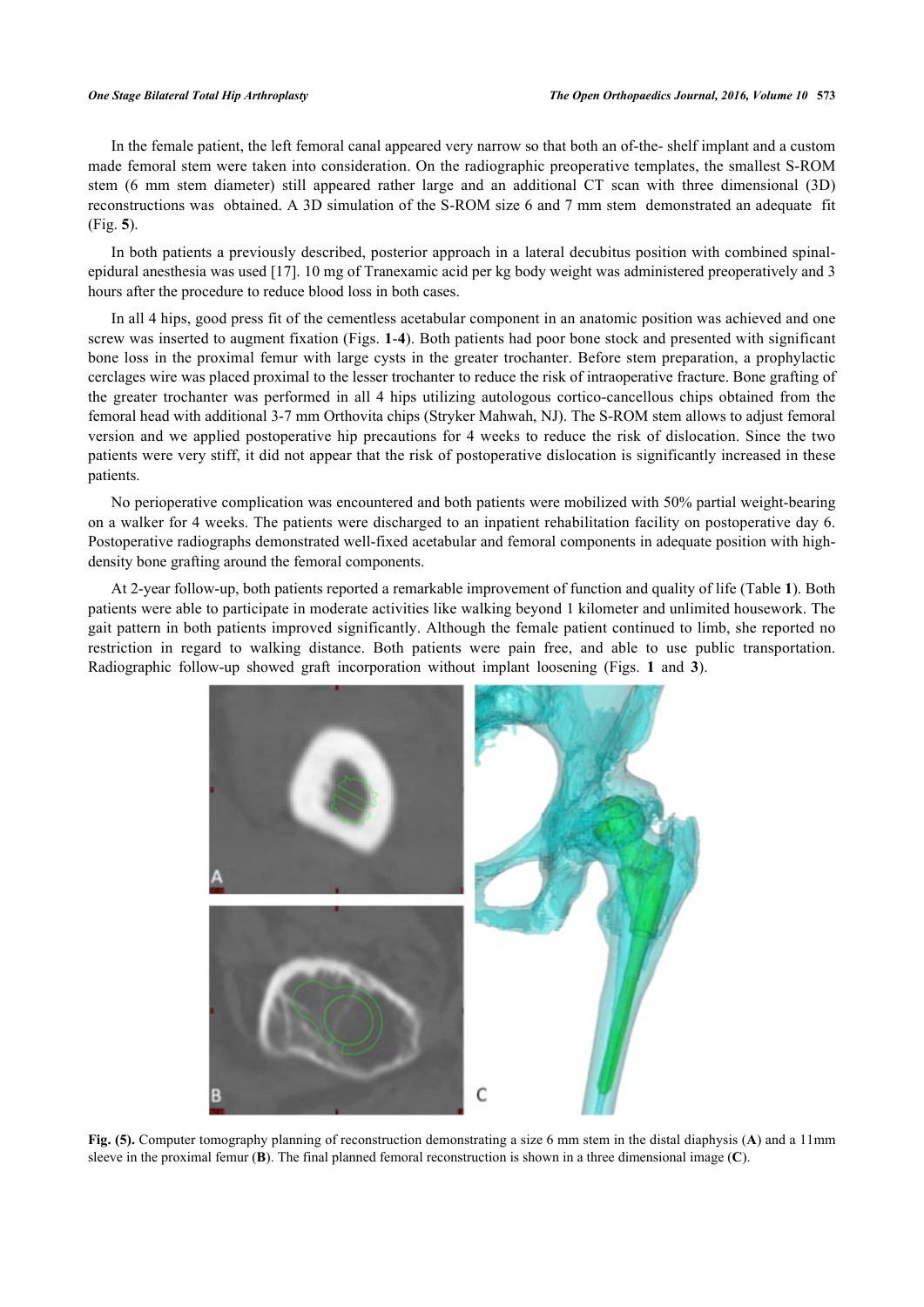In the female patient, the left femoral canal appeared very narrow so that both an of-the- shelf implant and a custom made femoral stem were taken into consideration. On the radiographic preoperative templates, the smallest S-ROM stem (6 mm stem diameter) still appeared rather large and an additional CT scan with three dimensional (3D) reconstructions was obtained. A 3D simulation of the S-ROM size 6 and 7 mm stem demonstrated an adequate fit (Fig. **5**).

In both patients a previously described, posterior approach in a lateral decubitus position with combined spinal-epidural anesthesia was used [17]. 10 mg of Tranexamic acid per kg body weight was administered preoperatively and 3 hours after the procedure to reduce blood loss in both cases.

In all 4 hips, good press fit of the cementless acetabular component in an anatomic position was achieved and one screw was inserted to augment fixation (Figs. **1**-**4**). Both patients had poor bone stock and presented with significant bone loss in the proximal femur with large cysts in the greater trochanter. Before stem preparation, a prophylactic cerclages wire was placed proximal to the lesser trochanter to reduce the risk of intraoperative fracture. Bone grafting of the greater trochanter was performed in all 4 hips utilizing autologous cortico-cancellous chips obtained from the femoral head with additional 3-7 mm Orthovita chips (Stryker Mahwah, NJ). The S-ROM stem allows to adjust femoral version and we applied postoperative hip precautions for 4 weeks to reduce the risk of dislocation. Since the two patients were very stiff, it did not appear that the risk of postoperative dislocation is significantly increased in these patients.

No perioperative complication was encountered and both patients were mobilized with 50% partial weight-bearing on a walker for 4 weeks. The patients were discharged to an inpatient rehabilitation facility on postoperative day 6. Postoperative radiographs demonstrated well-fixed acetabular and femoral components in adequate position with high-density bone grafting around the femoral components.

At 2-year follow-up, both patients reported a remarkable improvement of function and quality of life (Table **1**). Both patients were able to participate in moderate activities like walking beyond 1 kilometer and unlimited housework. The gait pattern in both patients improved significantly. Although the female patient continued to limb, she reported no restriction in regard to walking distance. Both patients were pain free, and able to use public transportation. Radiographic follow-up showed graft incorporation without implant loosening (Figs. **1** and **3**).

**Fig. (5).** Computer tomography planning of reconstruction demonstrating a size 6 mm stem in the distal diaphysis (**A**) and a 11mm sleeve in the proximal femur (**B**). The final planned femoral reconstruction is shown in a three dimensional image (**C**).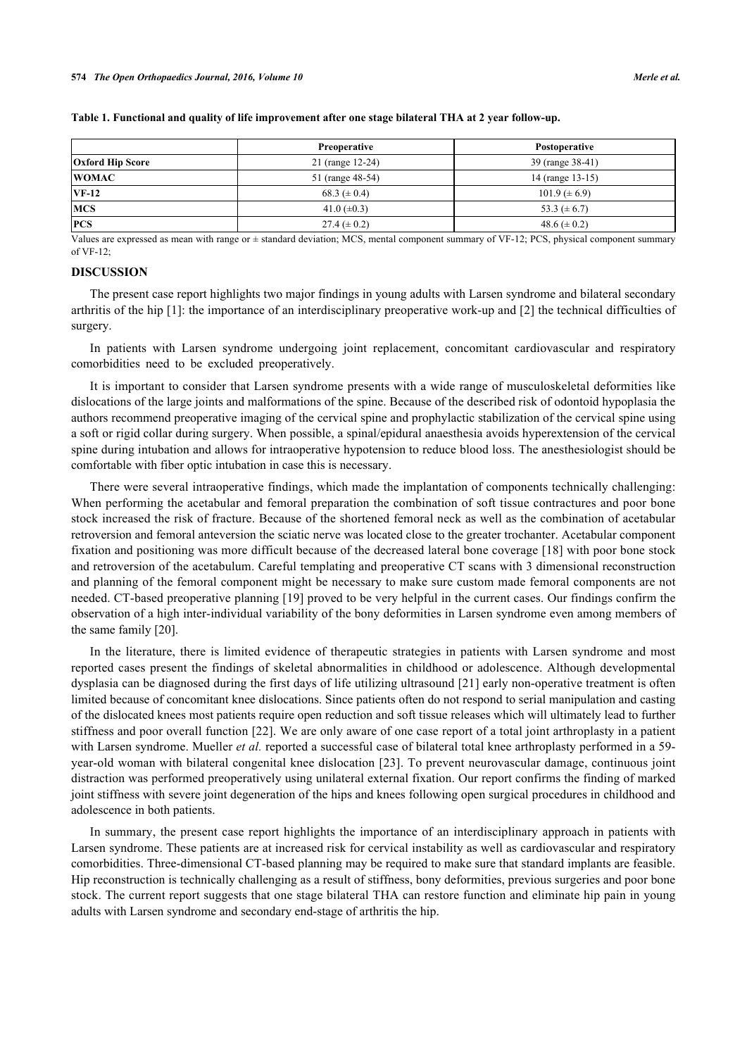**Table 1. Functional and quality of life improvement after one stage bilateral THA at 2 year follow-up.**

| | Preoperative | Postoperative |
|---|---|---|
| **Oxford Hip Score** | 21 (range 12-24) | 39 (range 38-41) |
| **WOMAC** | 51 (range 48-54) | 14 (range 13-15) |
| **VF-12** | 68.3 (± 0.4) | 101.9 (± 6.9) |
| **MCS** | 41.0 (±0.3) | 53.3 (± 6.7) |
| **PCS** | 27.4 (± 0.2) | 48.6 (± 0.2) |

Values are expressed as mean with range or ± standard deviation; MCS, mental component summary of VF-12; PCS, physical component summary of VF-12;

## DISCUSSION

The present case report highlights two major findings in young adults with Larsen syndrome and bilateral secondary arthritis of the hip [1]: the importance of an interdisciplinary preoperative work-up and [2] the technical difficulties of surgery.

In patients with Larsen syndrome undergoing joint replacement, concomitant cardiovascular and respiratory comorbidities need to be excluded preoperatively.

It is important to consider that Larsen syndrome presents with a wide range of musculoskeletal deformities like dislocations of the large joints and malformations of the spine. Because of the described risk of odontoid hypoplasia the authors recommend preoperative imaging of the cervical spine and prophylactic stabilization of the cervical spine using a soft or rigid collar during surgery. When possible, a spinal/epidural anaesthesia avoids hyperextension of the cervical spine during intubation and allows for intraoperative hypotension to reduce blood loss. The anesthesiologist should be comfortable with fiber optic intubation in case this is necessary.

There were several intraoperative findings, which made the implantation of components technically challenging: When performing the acetabular and femoral preparation the combination of soft tissue contractures and poor bone stock increased the risk of fracture. Because of the shortened femoral neck as well as the combination of acetabular retroversion and femoral anteversion the sciatic nerve was located close to the greater trochanter. Acetabular component fixation and positioning was more difficult because of the decreased lateral bone coverage [18] with poor bone stock and retroversion of the acetabulum. Careful templating and preoperative CT scans with 3 dimensional reconstruction and planning of the femoral component might be necessary to make sure custom made femoral components are not needed. CT-based preoperative planning [19] proved to be very helpful in the current cases. Our findings confirm the observation of a high inter-individual variability of the bony deformities in Larsen syndrome even among members of the same family [20].

In the literature, there is limited evidence of therapeutic strategies in patients with Larsen syndrome and most reported cases present the findings of skeletal abnormalities in childhood or adolescence. Although developmental dysplasia can be diagnosed during the first days of life utilizing ultrasound [21] early non-operative treatment is often limited because of concomitant knee dislocations. Since patients often do not respond to serial manipulation and casting of the dislocated knees most patients require open reduction and soft tissue releases which will ultimately lead to further stiffness and poor overall function [22]. We are only aware of one case report of a total joint arthroplasty in a patient with Larsen syndrome. Mueller *et al.* reported a successful case of bilateral total knee arthroplasty performed in a 59-year-old woman with bilateral congenital knee dislocation [23]. To prevent neurovascular damage, continuous joint distraction was performed preoperatively using unilateral external fixation. Our report confirms the finding of marked joint stiffness with severe joint degeneration of the hips and knees following open surgical procedures in childhood and adolescence in both patients.

In summary, the present case report highlights the importance of an interdisciplinary approach in patients with Larsen syndrome. These patients are at increased risk for cervical instability as well as cardiovascular and respiratory comorbidities. Three-dimensional CT-based planning may be required to make sure that standard implants are feasible. Hip reconstruction is technically challenging as a result of stiffness, bony deformities, previous surgeries and poor bone stock. The current report suggests that one stage bilateral THA can restore function and eliminate hip pain in young adults with Larsen syndrome and secondary end-stage of arthritis the hip.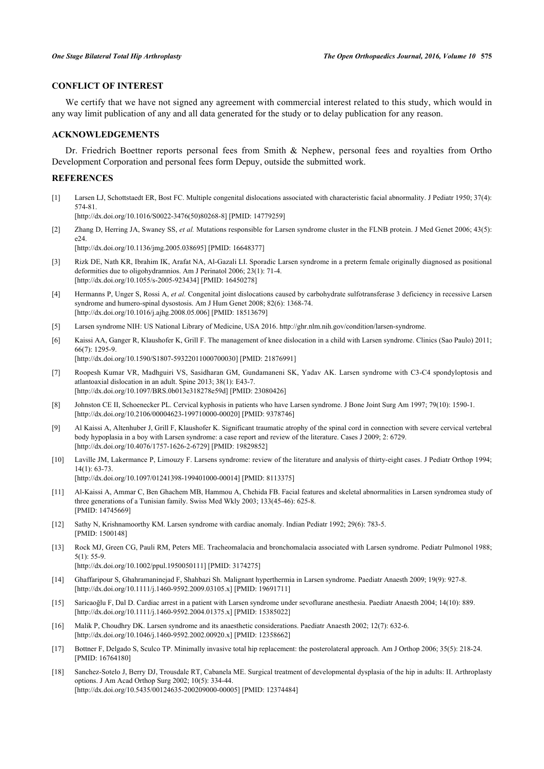## CONFLICT OF INTEREST

We certify that we have not signed any agreement with commercial interest related to this study, which would in any way limit publication of any and all data generated for the study or to delay publication for any reason.

## ACKNOWLEDGEMENTS

Dr. Friedrich Boettner reports personal fees from Smith & Nephew, personal fees and royalties from Ortho Development Corporation and personal fees form Depuy, outside the submitted work.

## REFERENCES

[1] Larsen LJ, Schottstaedt ER, Bost FC. Multiple congenital dislocations associated with characteristic facial abnormality. J Pediatr 1950; 37(4): 574-81.
[http://dx.doi.org/10.1016/S0022-3476(50)80268-8] [PMID: 14779259]

[2] Zhang D, Herring JA, Swaney SS, *et al.* Mutations responsible for Larsen syndrome cluster in the FLNB protein. J Med Genet 2006; 43(5): e24.
[http://dx.doi.org/10.1136/jmg.2005.038695] [PMID: 16648377]

[3] Rizk DE, Nath KR, Ibrahim IK, Arafat NA, Al-Gazali LI. Sporadic Larsen syndrome in a preterm female originally diagnosed as positional deformities due to oligohydramnios. Am J Perinatol 2006; 23(1): 71-4.
[http://dx.doi.org/10.1055/s-2005-923434] [PMID: 16450278]

[4] Hermanns P, Unger S, Rossi A, *et al.* Congenital joint dislocations caused by carbohydrate sulfotransferase 3 deficiency in recessive Larsen syndrome and humero-spinal dysostosis. Am J Hum Genet 2008; 82(6): 1368-74.
[http://dx.doi.org/10.1016/j.ajhg.2008.05.006] [PMID: 18513679]

[5] Larsen syndrome NIH: US National Library of Medicine, USA 2016. http://ghr.nlm.nih.gov/condition/larsen-syndrome.

[6] Kaissi AA, Ganger R, Klaushofer K, Grill F. The management of knee dislocation in a child with Larsen syndrome. Clinics (Sao Paulo) 2011; 66(7): 1295-9.
[http://dx.doi.org/10.1590/S1807-59322011000700030] [PMID: 21876991]

[7] Roopesh Kumar VR, Madhguiri VS, Sasidharan GM, Gundamaneni SK, Yadav AK. Larsen syndrome with C3-C4 spondyloptosis and atlantoaxial dislocation in an adult. Spine 2013; 38(1): E43-7.
[http://dx.doi.org/10.1097/BRS.0b013e318278e59d] [PMID: 23080426]

[8] Johnston CE II, Schoenecker PL. Cervical kyphosis in patients who have Larsen syndrome. J Bone Joint Surg Am 1997; 79(10): 1590-1.
[http://dx.doi.org/10.2106/00004623-199710000-00020] [PMID: 9378746]

[9] Al Kaissi A, Altenhuber J, Grill F, Klaushofer K. Significant traumatic atrophy of the spinal cord in connection with severe cervical vertebral body hypoplasia in a boy with Larsen syndrome: a case report and review of the literature. Cases J 2009; 2: 6729.
[http://dx.doi.org/10.4076/1757-1626-2-6729] [PMID: 19829852]

[10] Laville JM, Lakermance P, Limouzy F. Larsens syndrome: review of the literature and analysis of thirty-eight cases. J Pediatr Orthop 1994; 14(1): 63-73.
[http://dx.doi.org/10.1097/01241398-199401000-00014] [PMID: 8113375]

[11] Al-Kaissi A, Ammar C, Ben Ghachem MB, Hammou A, Chehida FB. Facial features and skeletal abnormalities in Larsen syndromea study of three generations of a Tunisian family. Swiss Med Wkly 2003; 133(45-46): 625-8.
[PMID: 14745669]

[12] Sathy N, Krishnamoorthy KM. Larsen syndrome with cardiac anomaly. Indian Pediatr 1992; 29(6): 783-5.
[PMID: 1500148]

[13] Rock MJ, Green CG, Pauli RM, Peters ME. Tracheomalacia and bronchomalacia associated with Larsen syndrome. Pediatr Pulmonol 1988; 5(1): 55-9.
[http://dx.doi.org/10.1002/ppul.1950050111] [PMID: 3174275]

[14] Ghaffaripour S, Ghahramaninejad F, Shahbazi Sh. Malignant hyperthermia in Larsen syndrome. Paediatr Anaesth 2009; 19(9): 927-8.
[http://dx.doi.org/10.1111/j.1460-9592.2009.03105.x] [PMID: 19691711]

[15] Saricaoğlu F, Dal D. Cardiac arrest in a patient with Larsen syndrome under sevoflurane anesthesia. Paediatr Anaesth 2004; 14(10): 889.
[http://dx.doi.org/10.1111/j.1460-9592.2004.01375.x] [PMID: 15385022]

[16] Malik P, Choudhry DK. Larsen syndrome and its anaesthetic considerations. Paediatr Anaesth 2002; 12(7): 632-6.
[http://dx.doi.org/10.1046/j.1460-9592.2002.00920.x] [PMID: 12358662]

[17] Bottner F, Delgado S, Sculco TP. Minimally invasive total hip replacement: the posterolateral approach. Am J Orthop 2006; 35(5): 218-24.
[PMID: 16764180]

[18] Sanchez-Sotelo J, Berry DJ, Trousdale RT, Cabanela ME. Surgical treatment of developmental dysplasia of the hip in adults: II. Arthroplasty options. J Am Acad Orthop Surg 2002; 10(5): 334-44.
[http://dx.doi.org/10.5435/00124635-200209000-00005] [PMID: 12374484]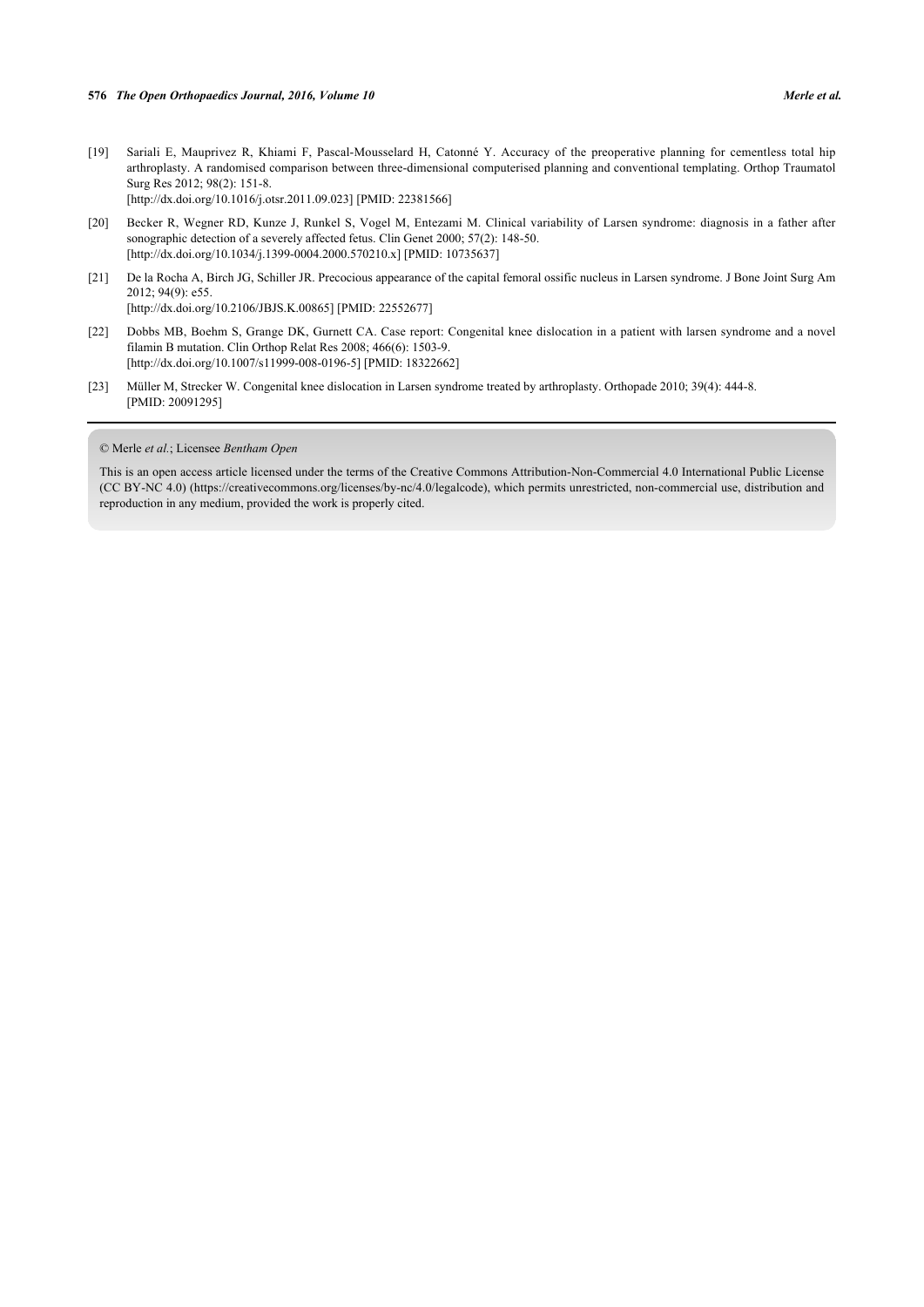[19] Sariali E, Mauprivez R, Khiami F, Pascal-Mousselard H, Catonné Y. Accuracy of the preoperative planning for cementless total hip arthroplasty. A randomised comparison between three-dimensional computerised planning and conventional templating. Orthop Traumatol Surg Res 2012; 98(2): 151-8.
[http://dx.doi.org/10.1016/j.otsr.2011.09.023] [PMID: 22381566]

[20] Becker R, Wegner RD, Kunze J, Runkel S, Vogel M, Entezami M. Clinical variability of Larsen syndrome: diagnosis in a father after sonographic detection of a severely affected fetus. Clin Genet 2000; 57(2): 148-50.
[http://dx.doi.org/10.1034/j.1399-0004.2000.570210.x] [PMID: 10735637]

[21] De la Rocha A, Birch JG, Schiller JR. Precocious appearance of the capital femoral ossific nucleus in Larsen syndrome. J Bone Joint Surg Am 2012; 94(9): e55.
[http://dx.doi.org/10.2106/JBJS.K.00865] [PMID: 22552677]

[22] Dobbs MB, Boehm S, Grange DK, Gurnett CA. Case report: Congenital knee dislocation in a patient with larsen syndrome and a novel filamin B mutation. Clin Orthop Relat Res 2008; 466(6): 1503-9.
[http://dx.doi.org/10.1007/s11999-008-0196-5] [PMID: 18322662]

[23] Müller M, Strecker W. Congenital knee dislocation in Larsen syndrome treated by arthroplasty. Orthopade 2010; 39(4): 444-8.
[PMID: 20091295]

---

© Merle *et al.*; Licensee *Bentham Open*

This is an open access article licensed under the terms of the Creative Commons Attribution-Non-Commercial 4.0 International Public License (CC BY-NC 4.0) (https://creativecommons.org/licenses/by-nc/4.0/legalcode), which permits unrestricted, non-commercial use, distribution and reproduction in any medium, provided the work is properly cited.